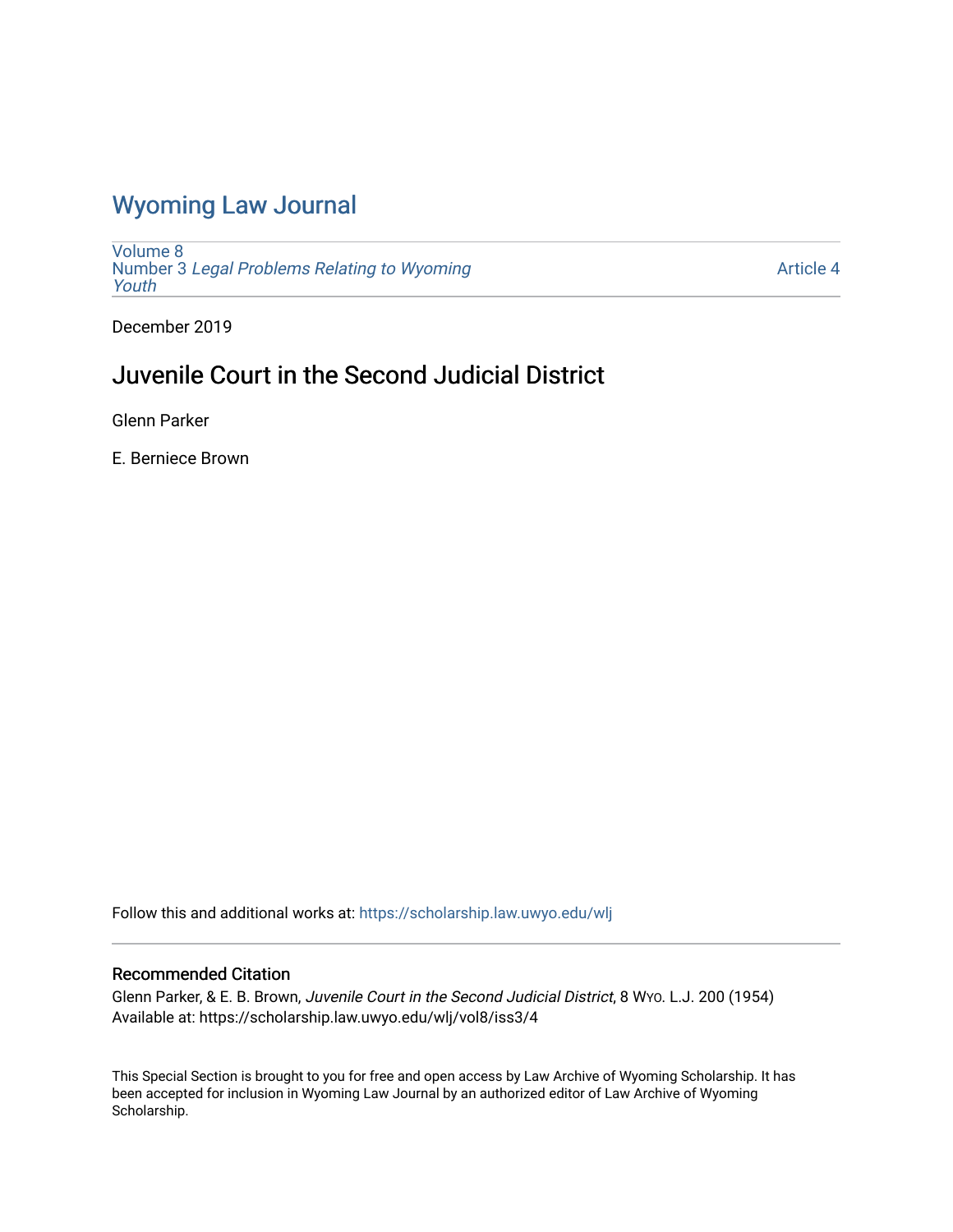# Wyoming Law Journal

Volume 8
Number 3 *Legal Problems Relating to Wyoming Youth*

Article 4

December 2019

## Juvenile Court in the Second Judicial District

Glenn Parker

E. Berniece Brown

Follow this and additional works at: https://scholarship.law.uwyo.edu/wlj

### Recommended Citation

Glenn Parker, & E. B. Brown, *Juvenile Court in the Second Judicial District*, 8 WYO. L.J. 200 (1954)
Available at: https://scholarship.law.uwyo.edu/wlj/vol8/iss3/4

This Special Section is brought to you for free and open access by Law Archive of Wyoming Scholarship. It has been accepted for inclusion in Wyoming Law Journal by an authorized editor of Law Archive of Wyoming Scholarship.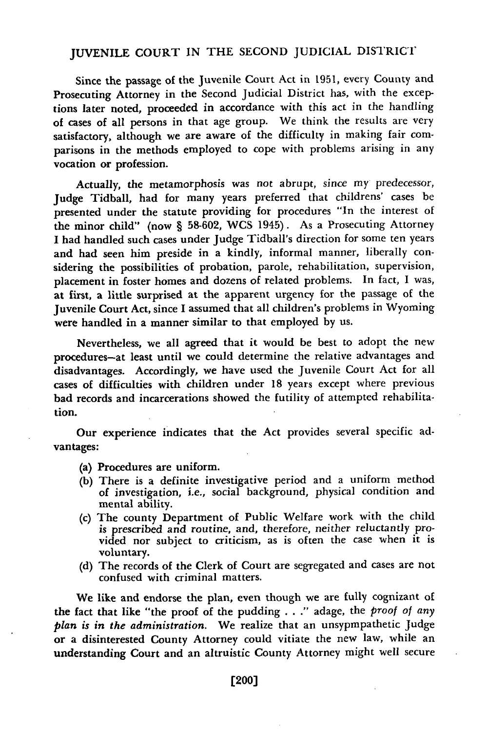## JUVENILE COURT IN THE SECOND JUDICIAL DISTRICT

Since the passage of the Juvenile Court Act in 1951, every County and Prosecuting Attorney in the Second Judicial District has, with the exceptions later noted, proceeded in accordance with this act in the handling of cases of all persons in that age group. We think the results are very satisfactory, although we are aware of the difficulty in making fair comparisons in the methods employed to cope with problems arising in any vocation or profession.

Actually, the metamorphosis was not abrupt, since my predecessor, Judge Tidball, had for many years preferred that childrens' cases be presented under the statute providing for procedures "In the interest of the minor child" (now § 58-602, WCS 1945). As a Prosecuting Attorney I had handled such cases under Judge Tidball's direction for some ten years and had seen him preside in a kindly, informal manner, liberally considering the possibilities of probation, parole, rehabilitation, supervision, placement in foster homes and dozens of related problems. In fact, I was, at first, a little surprised at the apparent urgency for the passage of the Juvenile Court Act, since I assumed that all children's problems in Wyoming were handled in a manner similar to that employed by us.

Nevertheless, we all agreed that it would be best to adopt the new procedures—at least until we could determine the relative advantages and disadvantages. Accordingly, we have used the Juvenile Court Act for all cases of difficulties with children under 18 years except where previous bad records and incarcerations showed the futility of attempted rehabilitation.

Our experience indicates that the Act provides several specific advantages:

(a) Procedures are uniform.
(b) There is a definite investigative period and a uniform method of investigation, i.e., social background, physical condition and mental ability.
(c) The county Department of Public Welfare work with the child is prescribed and routine, and, therefore, neither reluctantly provided nor subject to criticism, as is often the case when it is voluntary.
(d) The records of the Clerk of Court are segregated and cases are not confused with criminal matters.

We like and endorse the plan, even though we are fully cognizant of the fact that like "the proof of the pudding . . ." adage, the *proof of any plan is in the administration.* We realize that an unsypmpathetic Judge or a disinterested County Attorney could vitiate the new law, while an understanding Court and an altruistic County Attorney might well secure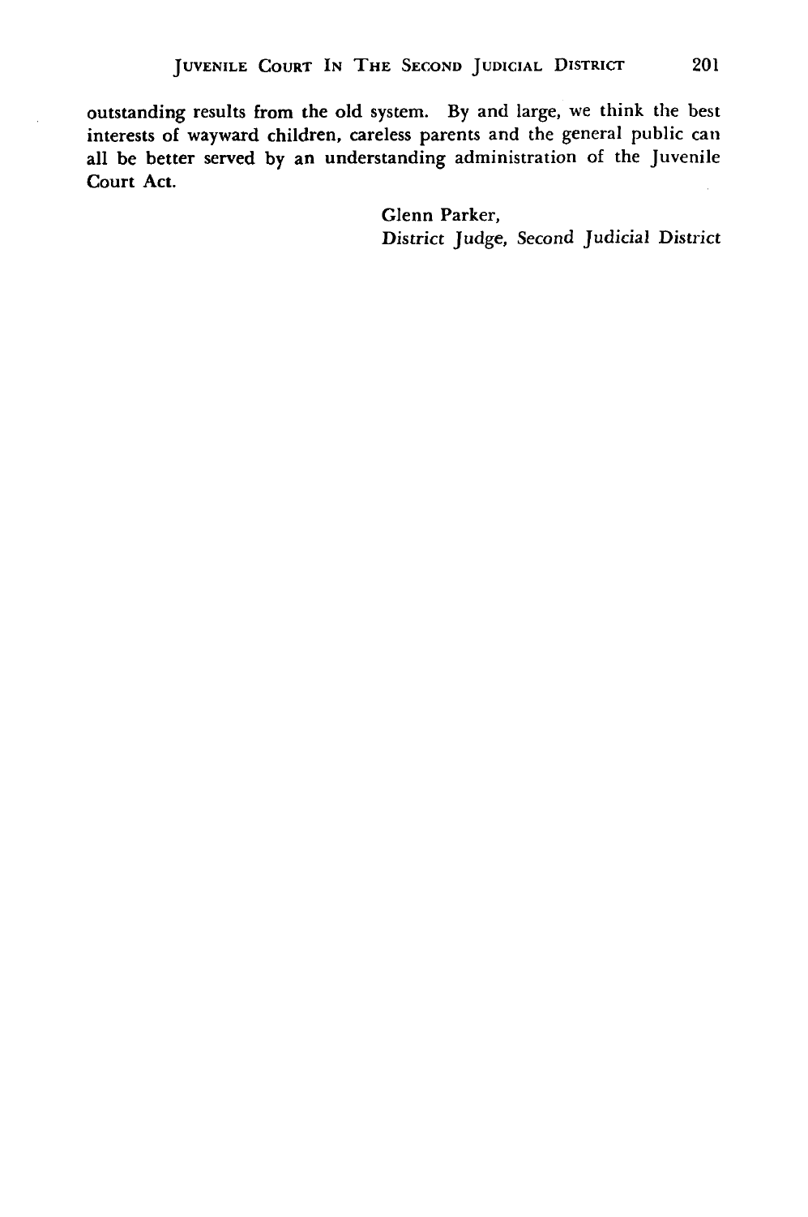outstanding results from the old system. By and large, we think the best interests of wayward children, careless parents and the general public can all be better served by an understanding administration of the Juvenile Court Act.

Glenn Parker,
District Judge, Second Judicial District